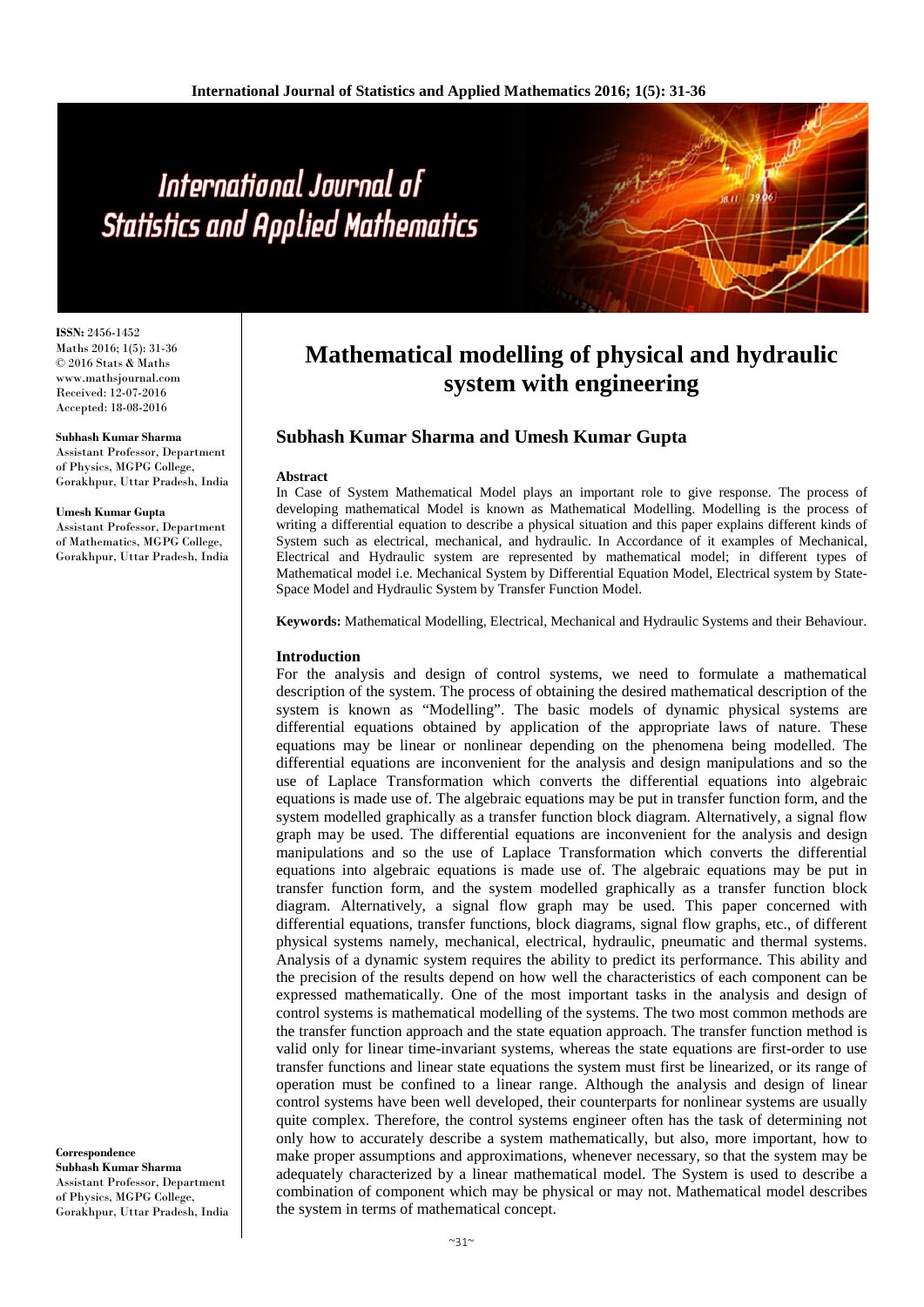# Mathematical modelling of physical and hydraulic system with engineering

**ISSN:** 2456-1452
Maths 2016; 1(5): 31-36
© 2016 Stats & Maths
www.mathsjournal.com
Received: 12-07-2016
Accepted: 18-08-2016

**Subhash Kumar Sharma**
Assistant Professor, Department of Physics, MGPG College, Gorakhpur, Uttar Pradesh, India

**Umesh Kumar Gupta**
Assistant Professor, Department of Mathematics, MGPG College, Gorakhpur, Uttar Pradesh, India

**Correspondence**
**Subhash Kumar Sharma**
Assistant Professor, Department of Physics, MGPG College, Gorakhpur, Uttar Pradesh, India

## Subhash Kumar Sharma and Umesh Kumar Gupta

### Abstract

In Case of System Mathematical Model plays an important role to give response. The process of developing mathematical Model is known as Mathematical Modelling. Modelling is the process of writing a differential equation to describe a physical situation and this paper explains different kinds of System such as electrical, mechanical, and hydraulic. In Accordance of it examples of Mechanical, Electrical and Hydraulic system are represented by mathematical model; in different types of Mathematical model i.e. Mechanical System by Differential Equation Model, Electrical system by State-Space Model and Hydraulic System by Transfer Function Model.

**Keywords:** Mathematical Modelling, Electrical, Mechanical and Hydraulic Systems and their Behaviour.

### Introduction

For the analysis and design of control systems, we need to formulate a mathematical description of the system. The process of obtaining the desired mathematical description of the system is known as "Modelling". The basic models of dynamic physical systems are differential equations obtained by application of the appropriate laws of nature. These equations may be linear or nonlinear depending on the phenomena being modelled. The differential equations are inconvenient for the analysis and design manipulations and so the use of Laplace Transformation which converts the differential equations into algebraic equations is made use of. The algebraic equations may be put in transfer function form, and the system modelled graphically as a transfer function block diagram. Alternatively, a signal flow graph may be used. The differential equations are inconvenient for the analysis and design manipulations and so the use of Laplace Transformation which converts the differential equations into algebraic equations is made use of. The algebraic equations may be put in transfer function form, and the system modelled graphically as a transfer function block diagram. Alternatively, a signal flow graph may be used. This paper concerned with differential equations, transfer functions, block diagrams, signal flow graphs, etc., of different physical systems namely, mechanical, electrical, hydraulic, pneumatic and thermal systems. Analysis of a dynamic system requires the ability to predict its performance. This ability and the precision of the results depend on how well the characteristics of each component can be expressed mathematically. One of the most important tasks in the analysis and design of control systems is mathematical modelling of the systems. The two most common methods are the transfer function approach and the state equation approach. The transfer function method is valid only for linear time-invariant systems, whereas the state equations are first-order to use transfer functions and linear state equations the system must first be linearized, or its range of operation must be confined to a linear range. Although the analysis and design of linear control systems have been well developed, their counterparts for nonlinear systems are usually quite complex. Therefore, the control systems engineer often has the task of determining not only how to accurately describe a system mathematically, but also, more important, how to make proper assumptions and approximations, whenever necessary, so that the system may be adequately characterized by a linear mathematical model. The System is used to describe a combination of component which may be physical or may not. Mathematical model describes the system in terms of mathematical concept.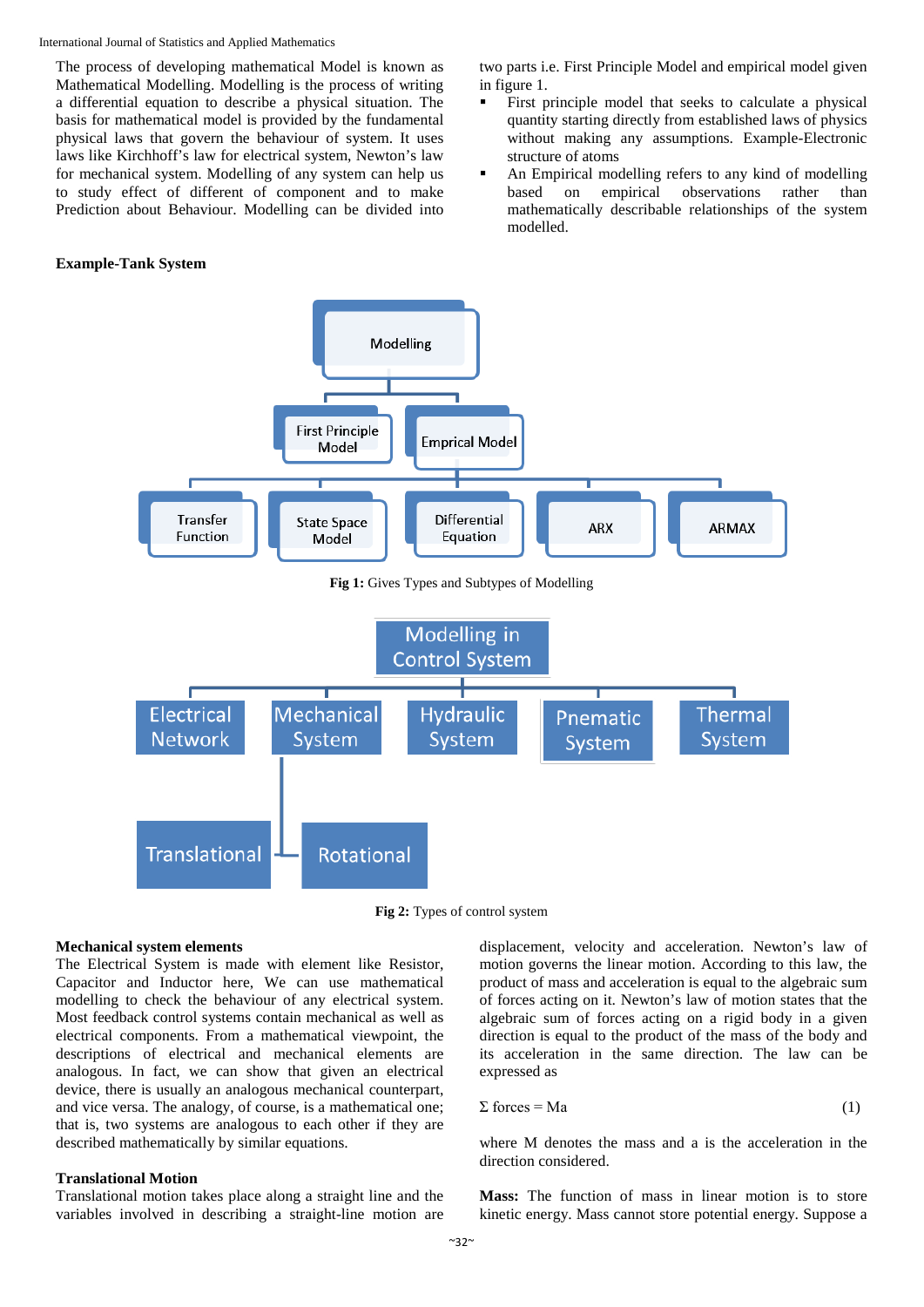The process of developing mathematical Model is known as Mathematical Modelling. Modelling is the process of writing a differential equation to describe a physical situation. The basis for mathematical model is provided by the fundamental physical laws that govern the behaviour of system. It uses laws like Kirchhoff's law for electrical system, Newton's law for mechanical system. Modelling of any system can help us to study effect of different of component and to make Prediction about Behaviour. Modelling can be divided into two parts i.e. First Principle Model and empirical model given in figure 1.

- First principle model that seeks to calculate a physical quantity starting directly from established laws of physics without making any assumptions. Example-Electronic structure of atoms
- An Empirical modelling refers to any kind of modelling based on empirical observations rather than mathematically describable relationships of the system modelled.

**Example-Tank System**

**Fig 1:** Gives Types and Subtypes of Modelling

**Fig 2:** Types of control system

**Mechanical system elements**

The Electrical System is made with element like Resistor, Capacitor and Inductor here, We can use mathematical modelling to check the behaviour of any electrical system. Most feedback control systems contain mechanical as well as electrical components. From a mathematical viewpoint, the descriptions of electrical and mechanical elements are analogous. In fact, we can show that given an electrical device, there is usually an analogous mechanical counterpart, and vice versa. The analogy, of course, is a mathematical one; that is, two systems are analogous to each other if they are described mathematically by similar equations.

**Translational Motion**

Translational motion takes place along a straight line and the variables involved in describing a straight-line motion are displacement, velocity and acceleration. Newton's law of motion governs the linear motion. According to this law, the product of mass and acceleration is equal to the algebraic sum of forces acting on it. Newton's law of motion states that the algebraic sum of forces acting on a rigid body in a given direction is equal to the product of the mass of the body and its acceleration in the same direction. The law can be expressed as

$$\Sigma \text{ forces} = Ma \quad (1)$$

where M denotes the mass and a is the acceleration in the direction considered.

**Mass:** The function of mass in linear motion is to store kinetic energy. Mass cannot store potential energy. Suppose a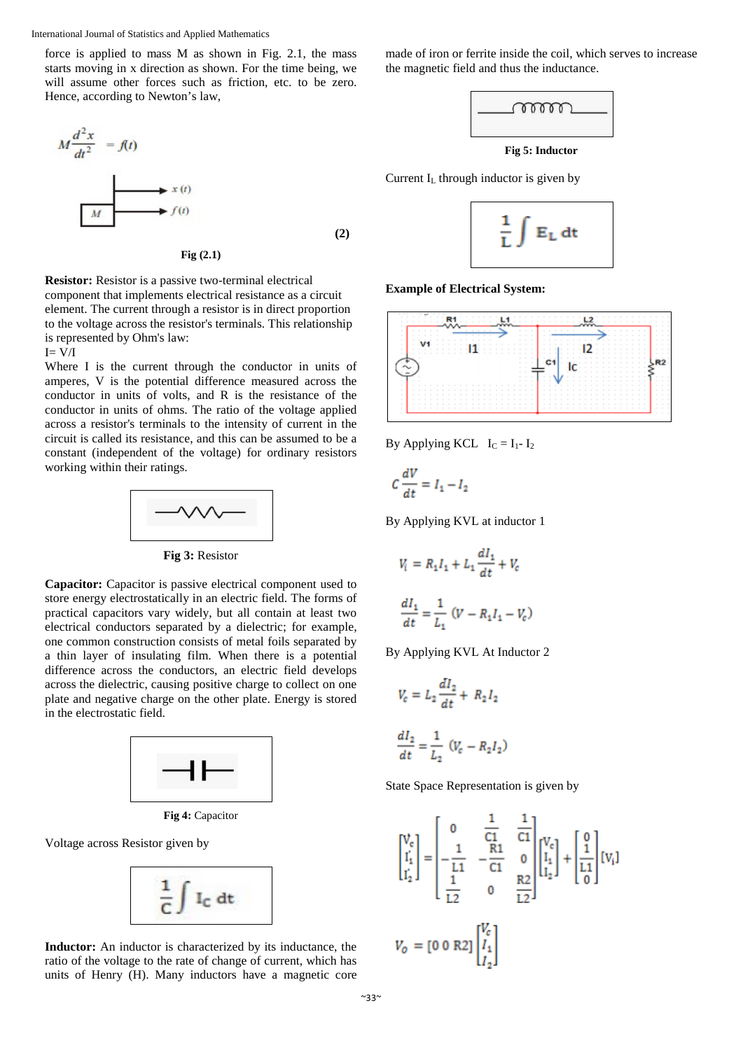force is applied to mass M as shown in Fig. 2.1, the mass starts moving in x direction as shown. For the time being, we will assume other forces such as friction, etc. to be zero. Hence, according to Newton's law,

$$M\frac{d^2x}{dt^2} = f(t) \quad (2)$$

Fig (2.1)

**Resistor:** Resistor is a passive two-terminal electrical component that implements electrical resistance as a circuit element. The current through a resistor is in direct proportion to the voltage across the resistor's terminals. This relationship is represented by Ohm's law:

I= V/I

Where I is the current through the conductor in units of amperes, V is the potential difference measured across the conductor in units of volts, and R is the resistance of the conductor in units of ohms. The ratio of the voltage applied across a resistor's terminals to the intensity of current in the circuit is called its resistance, and this can be assumed to be a constant (independent of the voltage) for ordinary resistors working within their ratings.

**Fig 3:** Resistor

**Capacitor:** Capacitor is passive electrical component used to store energy electrostatically in an electric field. The forms of practical capacitors vary widely, but all contain at least two electrical conductors separated by a dielectric; for example, one common construction consists of metal foils separated by a thin layer of insulating film. When there is a potential difference across the conductors, an electric field develops across the dielectric, causing positive charge to collect on one plate and negative charge on the other plate. Energy is stored in the electrostatic field.

**Fig 4:** Capacitor

Voltage across Resistor given by

$$\frac{1}{C}\int I_C \, dt$$

**Inductor:** An inductor is characterized by its inductance, the ratio of the voltage to the rate of change of current, which has units of Henry (H). Many inductors have a magnetic core made of iron or ferrite inside the coil, which serves to increase the magnetic field and thus the inductance.

**Fig 5: Inductor**

Current $I_L$ through inductor is given by

$$\frac{1}{L}\int E_L \, dt$$

**Example of Electrical System:**

By Applying KCL $I_C = I_1 - I_2$

$$C\frac{dV}{dt} = I_1 - I_2$$

By Applying KVL at inductor 1

$$V_i = R_1 I_1 + L_1\frac{dI_1}{dt} + V_c$$

$$\frac{dI_1}{dt} = \frac{1}{L_1}(V - R_1 I_1 - V_c)$$

By Applying KVL At Inductor 2

$$V_c = L_2\frac{dI_2}{dt} + R_2 I_2$$

$$\frac{dI_2}{dt} = \frac{1}{L_2}(V_c - R_2 I_2)$$

State Space Representation is given by

$$\begin{bmatrix} \dot{V_c} \\ \dot{I_1} \\ \dot{I_2} \end{bmatrix} = \begin{bmatrix} 0 & \frac{1}{C1} & \frac{1}{C1} \\ -\frac{1}{L1} & -\frac{R1}{C1} & 0 \\ \frac{1}{L2} & 0 & \frac{R2}{L2} \end{bmatrix} \begin{bmatrix} V_c \\ I_1 \\ I_2 \end{bmatrix} + \begin{bmatrix} 0 \\ \frac{1}{L1} \\ 0 \end{bmatrix} [V_i]$$

$$V_o = [0 \; 0 \; R2] \begin{bmatrix} V_c \\ I_1 \\ I_2 \end{bmatrix}$$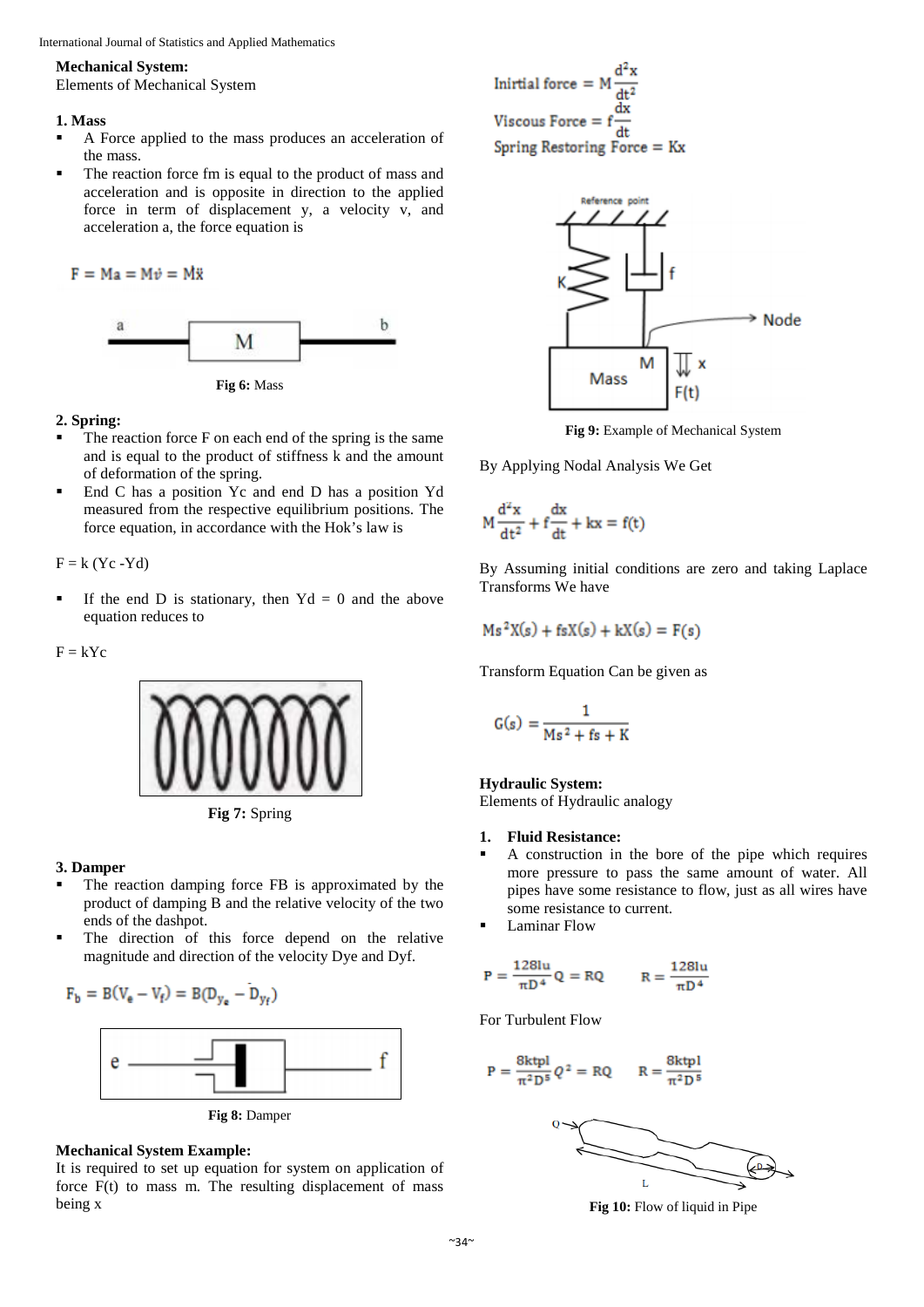**Mechanical System:**

Elements of Mechanical System

**1. Mass**

- A Force applied to the mass produces an acceleration of the mass.
- The reaction force fm is equal to the product of mass and acceleration and is opposite in direction to the applied force in term of displacement y, a velocity v, and acceleration a, the force equation is

$$F = Ma = M\dot{v} = M\ddot{x}$$

**Fig 6:** Mass

**2. Spring:**

- The reaction force F on each end of the spring is the same and is equal to the product of stiffness k and the amount of deformation of the spring.
- End C has a position Yc and end D has a position Yd measured from the respective equilibrium positions. The force equation, in accordance with the Hok's law is

$F = k\ (Yc - Yd)$

- If the end D is stationary, then $Yd = 0$ and the above equation reduces to

$F = kYc$

**Fig 7:** Spring

**3. Damper**

- The reaction damping force FB is approximated by the product of damping B and the relative velocity of the two ends of the dashpot.
- The direction of this force depend on the relative magnitude and direction of the velocity Dye and Dyf.

$$F_b = B(V_e - V_f) = B(D_{y_e} - D_{y_f})$$

**Fig 8:** Damper

**Mechanical System Example:**

It is required to set up equation for system on application of force F(t) to mass m. The resulting displacement of mass being x

$$\text{Inirtial force} = M\frac{d^2x}{dt^2}$$

$$\text{Viscous Force} = f\frac{dx}{dt}$$

$$\text{Spring Restoring Force} = Kx$$

**Fig 9:** Example of Mechanical System

By Applying Nodal Analysis We Get

$$M\frac{d^2x}{dt^2} + f\frac{dx}{dt} + kx = f(t)$$

By Assuming initial conditions are zero and taking Laplace Transforms We have

$$Ms^2X(s) + fsX(s) + kX(s) = F(s)$$

Transform Equation Can be given as

$$G(s) = \frac{1}{Ms^2 + fs + K}$$

**Hydraulic System:**

Elements of Hydraulic analogy

1. **Fluid Resistance:**

- A construction in the bore of the pipe which requires more pressure to pass the same amount of water. All pipes have some resistance to flow, just as all wires have some resistance to current.
- Laminar Flow

$$P = \frac{128lu}{\pi D^4}Q = RQ \qquad R = \frac{128lu}{\pi D^4}$$

For Turbulent Flow

$$P = \frac{8ktpl}{\pi^2 D^5}Q^2 = RQ \qquad R = \frac{8ktpl}{\pi^2 D^5}$$

**Fig 10:** Flow of liquid in Pipe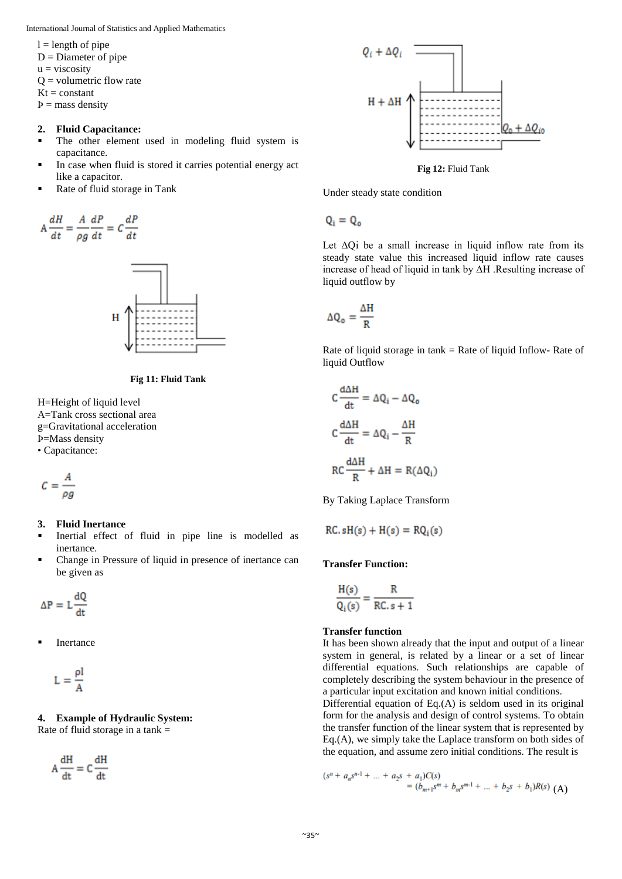l = length of pipe
D = Diameter of pipe
u = viscosity
Q = volumetric flow rate
Kt = constant
Þ = mass density

### 2. Fluid Capacitance:

- The other element used in modeling fluid system is capacitance.
- In case when fluid is stored it carries potential energy act like a capacitor.
- Rate of fluid storage in Tank

$$A\frac{dH}{dt} = \frac{A}{\rho g}\frac{dP}{dt} = C\frac{dP}{dt}$$

**Fig 11: Fluid Tank**

H=Height of liquid level
A=Tank cross sectional area
g=Gravitational acceleration
Þ=Mass density
• Capacitance:

$$C = \frac{A}{\rho g}$$

### 3. Fluid Inertance

- Inertial effect of fluid in pipe line is modelled as inertance.
- Change in Pressure of liquid in presence of inertance can be given as

$$\Delta P = L\frac{dQ}{dt}$$

- Inertance

$$L = \frac{\rho l}{A}$$

### 4. Example of Hydraulic System:

Rate of fluid storage in a tank =

$$A\frac{dH}{dt} = C\frac{dH}{dt}$$

**Fig 12:** Fluid Tank

Under steady state condition

$$Q_i = Q_o$$

Let ΔQi be a small increase in liquid inflow rate from its steady state value this increased liquid inflow rate causes increase of head of liquid in tank by ΔH .Resulting increase of liquid outflow by

$$\Delta Q_o = \frac{\Delta H}{R}$$

Rate of liquid storage in tank = Rate of liquid Inflow- Rate of liquid Outflow

$$C\frac{d\Delta H}{dt} = \Delta Q_i - \Delta Q_o$$

$$C\frac{d\Delta H}{dt} = \Delta Q_i - \frac{\Delta H}{R}$$

$$RC\frac{d\Delta H}{R} + \Delta H = R(\Delta Q_i)$$

By Taking Laplace Transform

$$RC.\, sH(s) + H(s) = RQ_i(s)$$

**Transfer Function:**

$$\frac{H(s)}{Q_i(s)} = \frac{R}{RC.s + 1}$$

**Transfer function**

It has been shown already that the input and output of a linear system in general, is related by a linear or a set of linear differential equations. Such relationships are capable of completely describing the system behaviour in the presence of a particular input excitation and known initial conditions.
Differential equation of Eq.(A) is seldom used in its original form for the analysis and design of control systems. To obtain the transfer function of the linear system that is represented by Eq.(A), we simply take the Laplace transform on both sides of the equation, and assume zero initial conditions. The result is

$$(s^n + a_n s^{n-1} + \dots + a_2 s + a_1)C(s) = (b_{m+1}s^m + b_m s^{m-1} + \dots + b_2 s + b_1)R(s) \quad \text{(A)}$$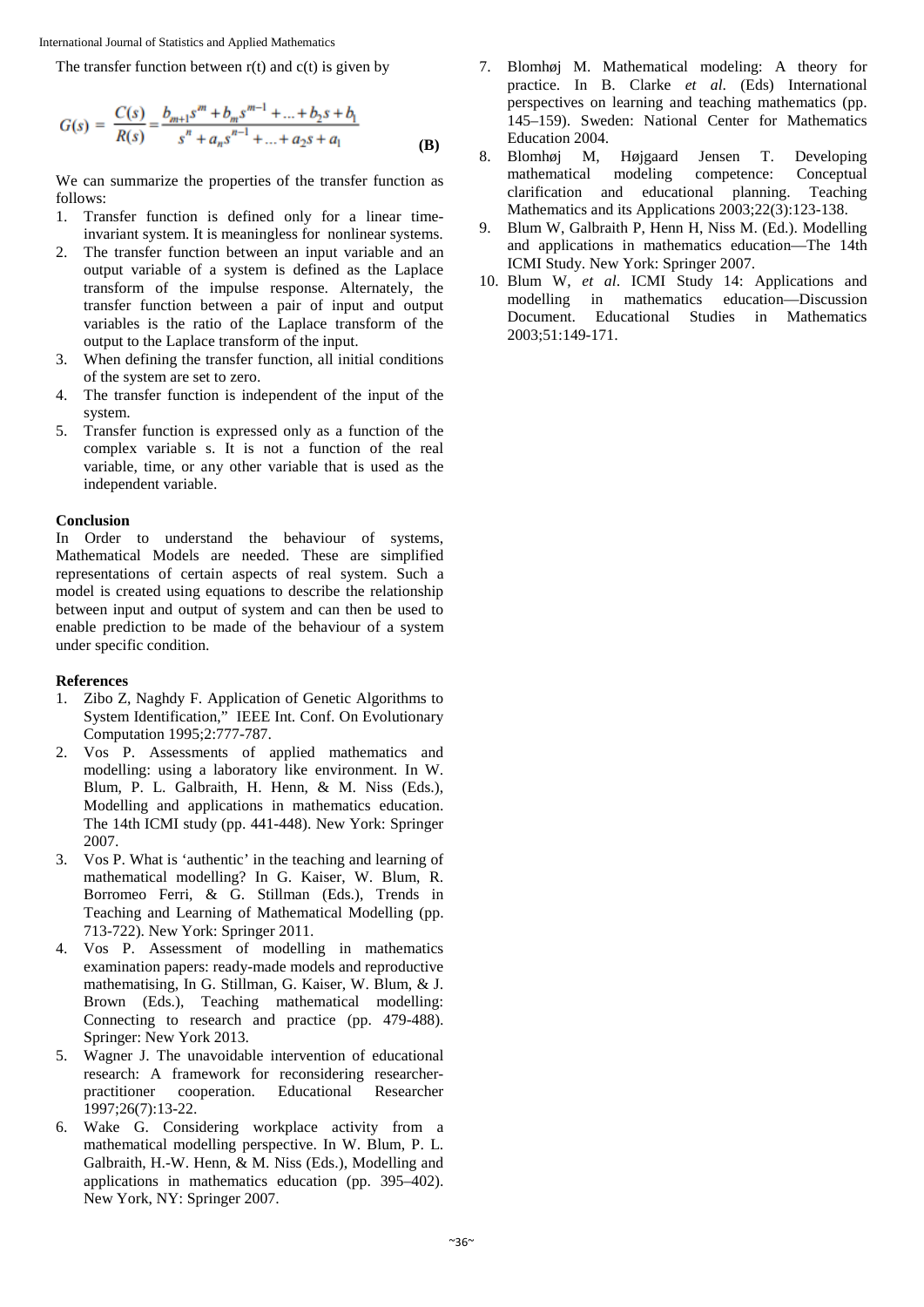The transfer function between r(t) and c(t) is given by

$$G(s) = \frac{C(s)}{R(s)} = \frac{b_{m+1}s^{m} + b_{m}s^{m-1} + \ldots + b_{2}s + b_{1}}{s^{n} + a_{n}s^{n-1} + \ldots + a_{2}s + a_{1}} \quad \textbf{(B)}$$

We can summarize the properties of the transfer function as follows:

1. Transfer function is defined only for a linear time-invariant system. It is meaningless for nonlinear systems.
2. The transfer function between an input variable and an output variable of a system is defined as the Laplace transform of the impulse response. Alternately, the transfer function between a pair of input and output variables is the ratio of the Laplace transform of the output to the Laplace transform of the input.
3. When defining the transfer function, all initial conditions of the system are set to zero.
4. The transfer function is independent of the input of the system.
5. Transfer function is expressed only as a function of the complex variable s. It is not a function of the real variable, time, or any other variable that is used as the independent variable.

**Conclusion**

In Order to understand the behaviour of systems, Mathematical Models are needed. These are simplified representations of certain aspects of real system. Such a model is created using equations to describe the relationship between input and output of system and can then be used to enable prediction to be made of the behaviour of a system under specific condition.

**References**

1. Zibo Z, Naghdy F. Application of Genetic Algorithms to System Identification," IEEE Int. Conf. On Evolutionary Computation 1995;2:777-787.
2. Vos P. Assessments of applied mathematics and modelling: using a laboratory like environment. In W. Blum, P. L. Galbraith, H. Henn, & M. Niss (Eds.), Modelling and applications in mathematics education. The 14th ICMI study (pp. 441-448). New York: Springer 2007.
3. Vos P. What is 'authentic' in the teaching and learning of mathematical modelling? In G. Kaiser, W. Blum, R. Borromeo Ferri, & G. Stillman (Eds.), Trends in Teaching and Learning of Mathematical Modelling (pp. 713-722). New York: Springer 2011.
4. Vos P. Assessment of modelling in mathematics examination papers: ready-made models and reproductive mathematising, In G. Stillman, G. Kaiser, W. Blum, & J. Brown (Eds.), Teaching mathematical modelling: Connecting to research and practice (pp. 479-488). Springer: New York 2013.
5. Wagner J. The unavoidable intervention of educational research: A framework for reconsidering researcher-practitioner cooperation. Educational Researcher 1997;26(7):13-22.
6. Wake G. Considering workplace activity from a mathematical modelling perspective. In W. Blum, P. L. Galbraith, H.-W. Henn, & M. Niss (Eds.), Modelling and applications in mathematics education (pp. 395–402). New York, NY: Springer 2007.
7. Blomhøj M. Mathematical modeling: A theory for practice. In B. Clarke *et al.* (Eds) International perspectives on learning and teaching mathematics (pp. 145–159). Sweden: National Center for Mathematics Education 2004.
8. Blomhøj M, Højgaard Jensen T. Developing mathematical modeling competence: Conceptual clarification and educational planning. Teaching Mathematics and its Applications 2003;22(3):123-138.
9. Blum W, Galbraith P, Henn H, Niss M. (Ed.). Modelling and applications in mathematics education—The 14th ICMI Study. New York: Springer 2007.
10. Blum W, *et al*. ICMI Study 14: Applications and modelling in mathematics education—Discussion Document. Educational Studies in Mathematics 2003;51:149-171.